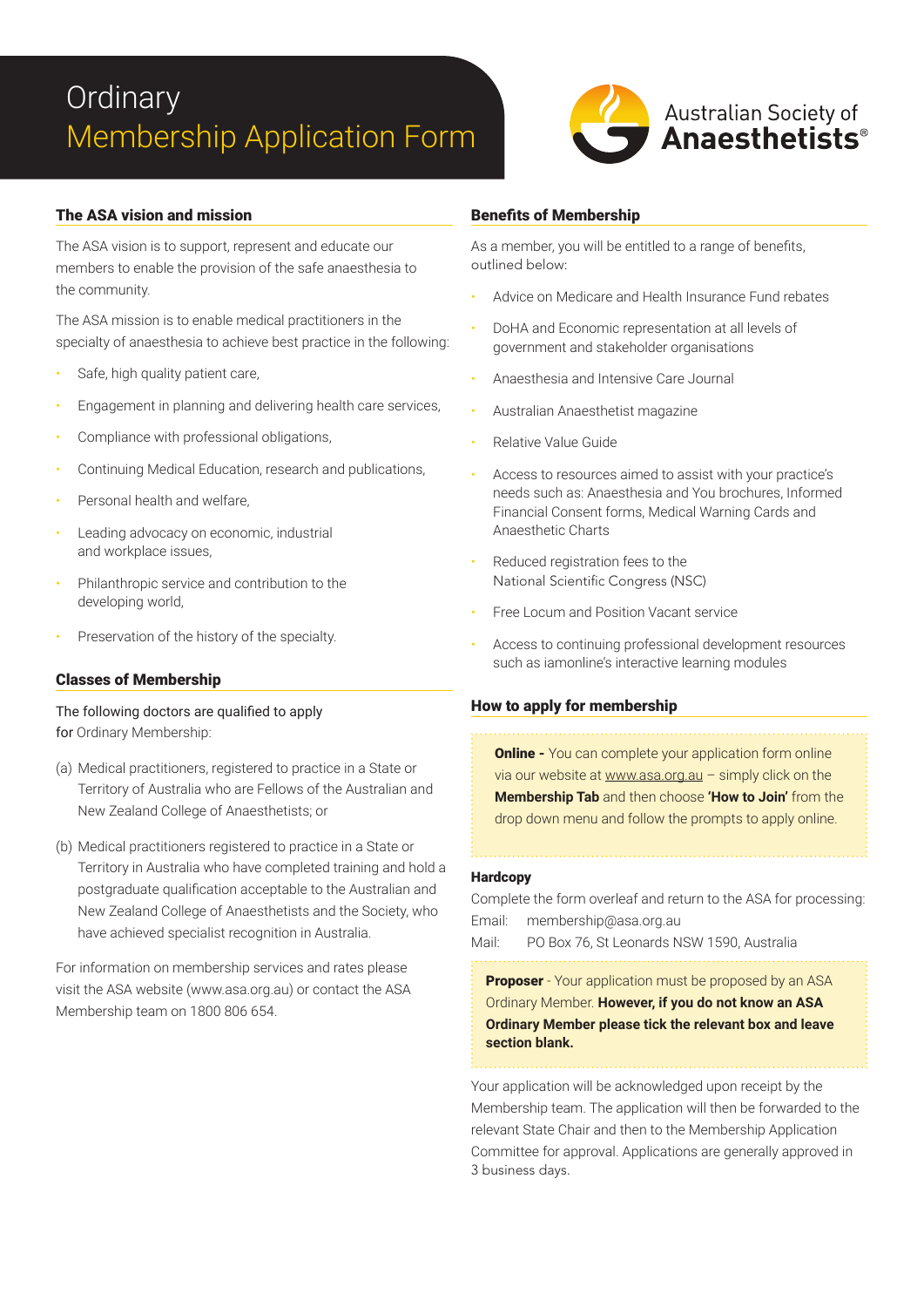# Ordinary Membership Application Form

Australian Society of **Anaesthetists**®

## The ASA vision and mission

The ASA vision is to support, represent and educate our members to enable the provision of the safe anaesthesia to the community.

The ASA mission is to enable medical practitioners in the specialty of anaesthesia to achieve best practice in the following:

- Safe, high quality patient care,
- Engagement in planning and delivering health care services,
- Compliance with professional obligations,
- Continuing Medical Education, research and publications,
- Personal health and welfare,
- Leading advocacy on economic, industrial and workplace issues,
- Philanthropic service and contribution to the developing world,
- Preservation of the history of the specialty.

## Classes of Membership

The following doctors are qualified to apply for Ordinary Membership:

(a) Medical practitioners, registered to practice in a State or Territory of Australia who are Fellows of the Australian and New Zealand College of Anaesthetists; or

(b) Medical practitioners registered to practice in a State or Territory in Australia who have completed training and hold a postgraduate qualification acceptable to the Australian and New Zealand College of Anaesthetists and the Society, who have achieved specialist recognition in Australia.

For information on membership services and rates please visit the ASA website (www.asa.org.au) or contact the ASA Membership team on 1800 806 654.

## Benefits of Membership

As a member, you will be entitled to a range of benefits, outlined below:

- Advice on Medicare and Health Insurance Fund rebates
- DoHA and Economic representation at all levels of government and stakeholder organisations
- Anaesthesia and Intensive Care Journal
- Australian Anaesthetist magazine
- Relative Value Guide
- Access to resources aimed to assist with your practice's needs such as: Anaesthesia and You brochures, Informed Financial Consent forms, Medical Warning Cards and Anaesthetic Charts
- Reduced registration fees to the National Scientific Congress (NSC)
- Free Locum and Position Vacant service
- Access to continuing professional development resources such as iamonline's interactive learning modules

## How to apply for membership

**Online -** You can complete your application form online via our website at www.asa.org.au – simply click on the **Membership Tab** and then choose **'How to Join'** from the drop down menu and follow the prompts to apply online.

### Hardcopy

Complete the form overleaf and return to the ASA for processing:

Email: membership@asa.org.au

Mail: PO Box 76, St Leonards NSW 1590, Australia

**Proposer** - Your application must be proposed by an ASA Ordinary Member. **However, if you do not know an ASA Ordinary Member please tick the relevant box and leave section blank.**

Your application will be acknowledged upon receipt by the Membership team. The application will then be forwarded to the relevant State Chair and then to the Membership Application Committee for approval. Applications are generally approved in 3 business days.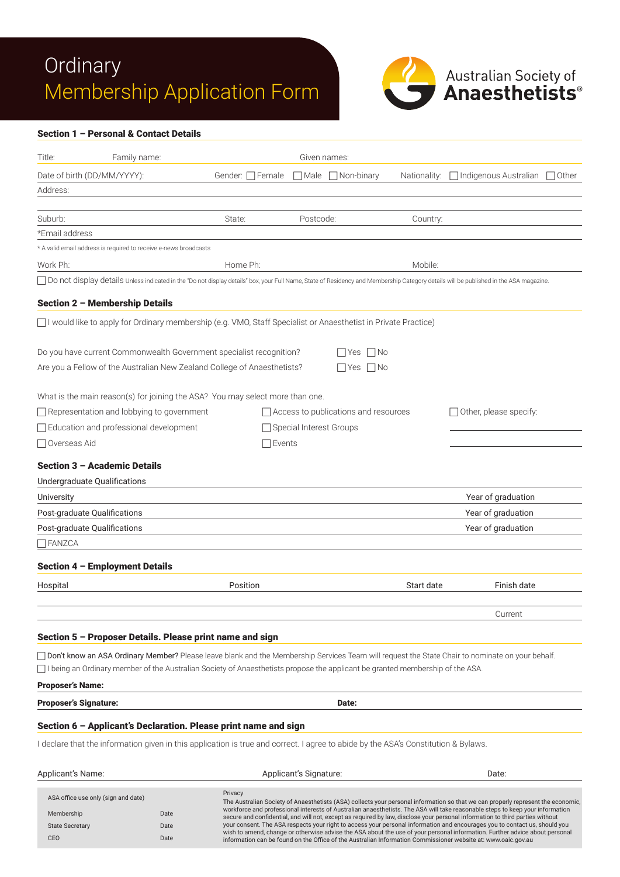# Ordinary Membership Application Form

Australian Society of **Anaesthetists**®

### Section 1 – Personal & Contact Details

Title: Family name: Given names:

Date of birth (DD/MM/YYYY): Gender: ☐ Female ☐ Male ☐ Non-binary Nationality: ☐ Indigenous Australian ☐ Other

Address:

Suburb: State: Postcode: Country:

*Email address

* A valid email address is required to receive e-news broadcasts

Work Ph: Home Ph: Mobile:

☐ Do not display details Unless indicated in the "Do not display details" box, your Full Name, State of Residency and Membership Category details will be published in the ASA magazine.

### Section 2 – Membership Details

☐ I would like to apply for Ordinary membership (e.g. VMO, Staff Specialist or Anaesthetist in Private Practice)

Do you have current Commonwealth Government specialist recognition? ☐ Yes ☐ No

Are you a Fellow of the Australian New Zealand College of Anaesthetists? ☐ Yes ☐ No

What is the main reason(s) for joining the ASA? You may select more than one.

☐ Representation and lobbying to government ☐ Access to publications and resources ☐ Other, please specify:

☐ Education and professional development ☐ Special Interest Groups

☐ Overseas Aid ☐ Events

### Section 3 – Academic Details

Undergraduate Qualifications

University Year of graduation

Post-graduate Qualifications Year of graduation

Post-graduate Qualifications Year of graduation

☐ FANZCA

### Section 4 – Employment Details

| Hospital | Position | Start date | Finish date |
|---|---|---|---|
| | | | |
| | | | Current |

### Section 5 – Proposer Details. Please print name and sign

☐ Don't know an ASA Ordinary Member? Please leave blank and the Membership Services Team will request the State Chair to nominate on your behalf.

☐ I being an Ordinary member of the Australian Society of Anaesthetists propose the applicant be granted membership of the ASA.

**Proposer's Name:**

**Proposer's Signature:** **Date:**

### Section 6 – Applicant's Declaration. Please print name and sign

I declare that the information given in this application is true and correct. I agree to abide by the ASA's Constitution & Bylaws.

Applicant's Name: Applicant's Signature: Date:

ASA office use only (sign and date)

| | |
|---|---|
| Membership | Date |
| State Secretary | Date |
| CEO | Date |

Privacy

The Australian Society of Anaesthetists (ASA) collects your personal information so that we can properly represent the economic, workforce and professional interests of Australian anaesthetists. The ASA will take reasonable steps to keep your information secure and confidential, and will not, except as required by law, disclose your personal information to third parties without your consent. The ASA respects your right to access your personal information and encourages you to contact us, should you wish to amend, change or otherwise advise the ASA about the use of your personal information. Further advice about personal information can be found on the Office of the Australian Information Commissioner website at: www.oaic.gov.au